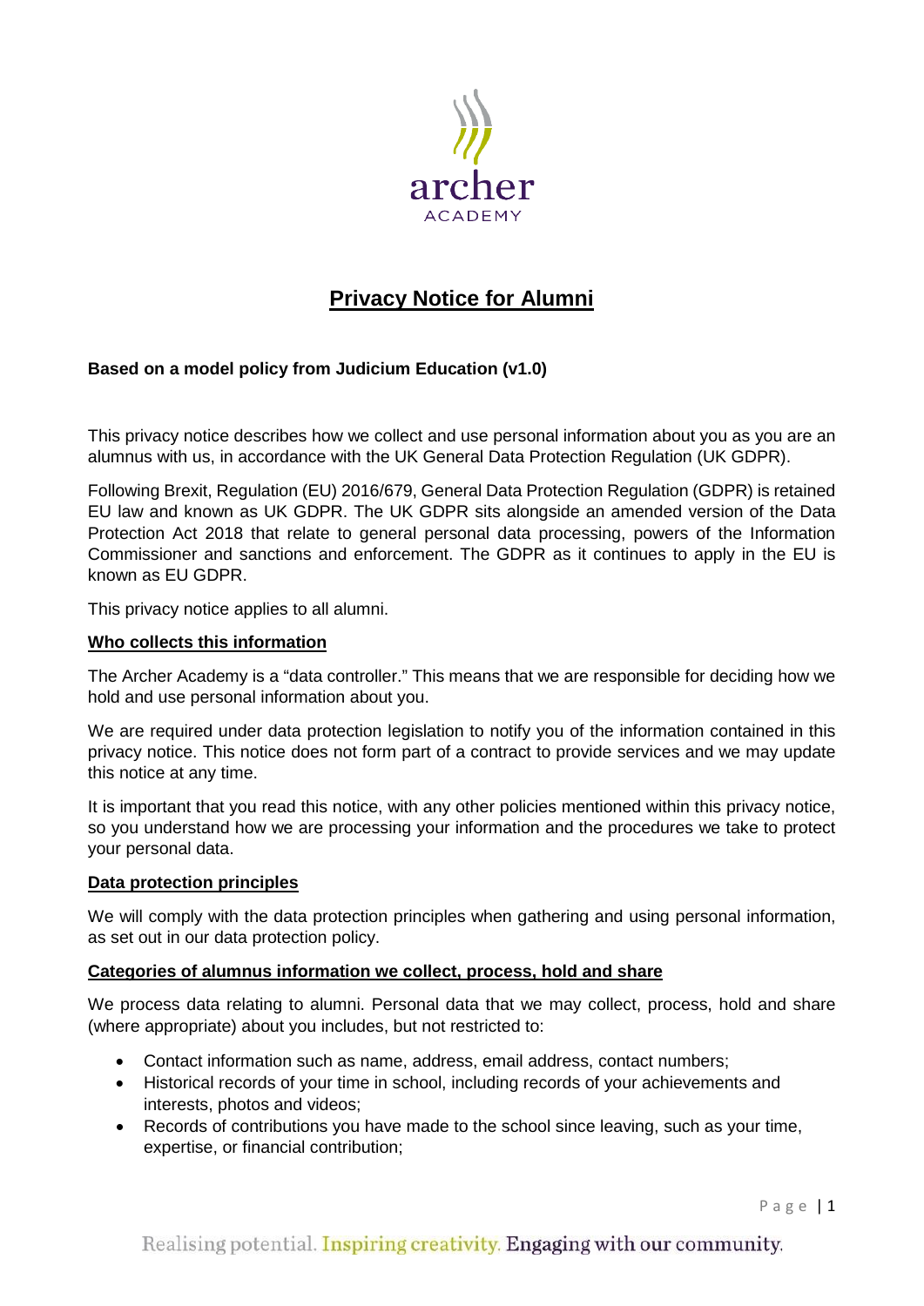# Privacy Notice for Alumni

**Based on a model policy from Judicium Education (v1.0)**

This privacy notice describes how we collect and use personal information about you as you are an alumnus with us, in accordance with the UK General Data Protection Regulation (UK GDPR).

Following Brexit, Regulation (EU) 2016/679, General Data Protection Regulation (GDPR) is retained EU law and known as UK GDPR. The UK GDPR sits alongside an amended version of the Data Protection Act 2018 that relate to general personal data processing, powers of the Information Commissioner and sanctions and enforcement. The GDPR as it continues to apply in the EU is known as EU GDPR.

This privacy notice applies to all alumni.

## Who collects this information

The Archer Academy is a "data controller." This means that we are responsible for deciding how we hold and use personal information about you.

We are required under data protection legislation to notify you of the information contained in this privacy notice. This notice does not form part of a contract to provide services and we may update this notice at any time.

It is important that you read this notice, with any other policies mentioned within this privacy notice, so you understand how we are processing your information and the procedures we take to protect your personal data.

## Data protection principles

We will comply with the data protection principles when gathering and using personal information, as set out in our data protection policy.

## Categories of alumnus information we collect, process, hold and share

We process data relating to alumni. Personal data that we may collect, process, hold and share (where appropriate) about you includes, but not restricted to:

- Contact information such as name, address, email address, contact numbers;
- Historical records of your time in school, including records of your achievements and interests, photos and videos;
- Records of contributions you have made to the school since leaving, such as your time, expertise, or financial contribution;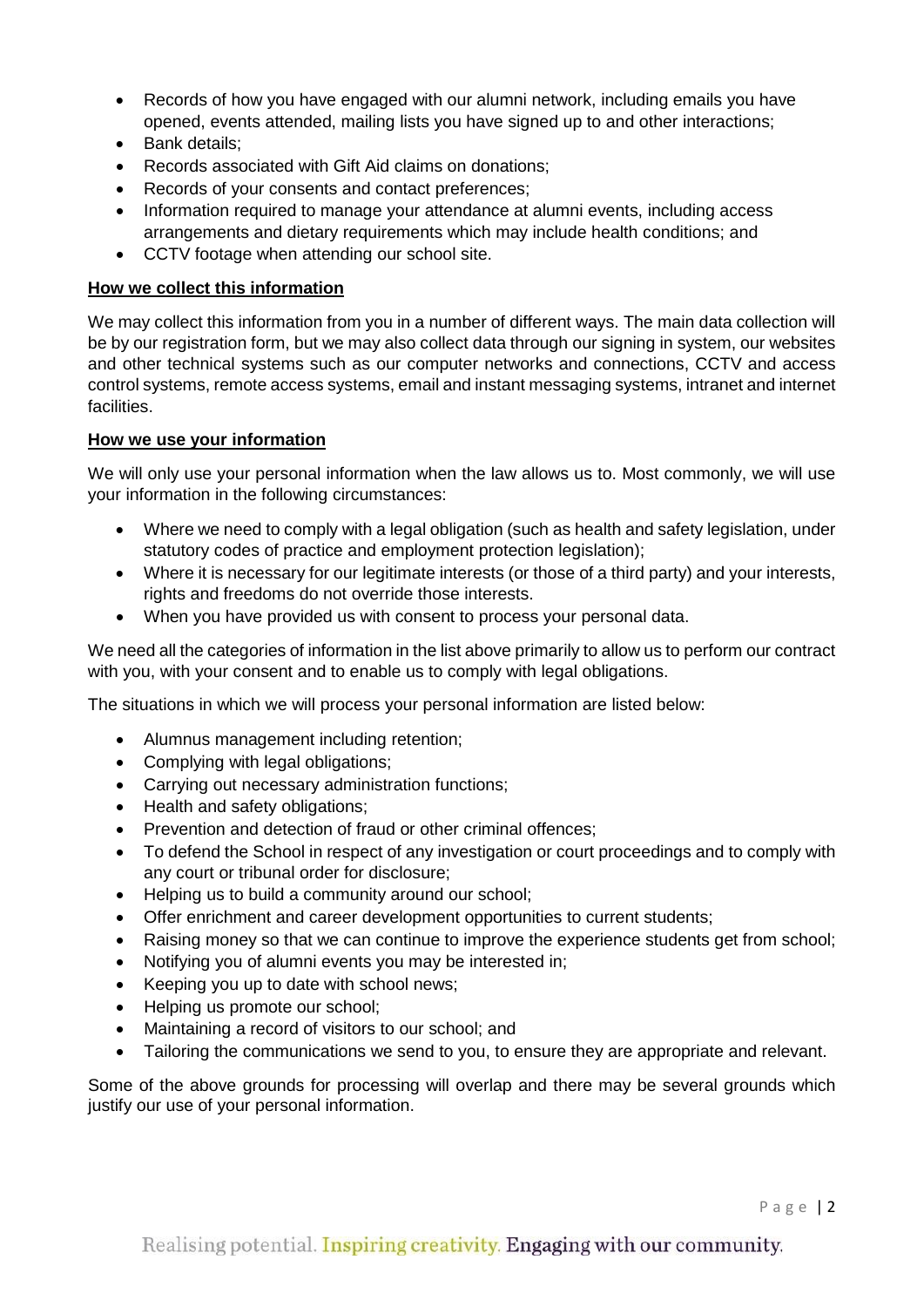- Records of how you have engaged with our alumni network, including emails you have opened, events attended, mailing lists you have signed up to and other interactions;
- Bank details;
- Records associated with Gift Aid claims on donations;
- Records of your consents and contact preferences;
- Information required to manage your attendance at alumni events, including access arrangements and dietary requirements which may include health conditions; and
- CCTV footage when attending our school site.

**How we collect this information**

We may collect this information from you in a number of different ways. The main data collection will be by our registration form, but we may also collect data through our signing in system, our websites and other technical systems such as our computer networks and connections, CCTV and access control systems, remote access systems, email and instant messaging systems, intranet and internet facilities.

**How we use your information**

We will only use your personal information when the law allows us to. Most commonly, we will use your information in the following circumstances:

- Where we need to comply with a legal obligation (such as health and safety legislation, under statutory codes of practice and employment protection legislation);
- Where it is necessary for our legitimate interests (or those of a third party) and your interests, rights and freedoms do not override those interests.
- When you have provided us with consent to process your personal data.

We need all the categories of information in the list above primarily to allow us to perform our contract with you, with your consent and to enable us to comply with legal obligations.

The situations in which we will process your personal information are listed below:

- Alumnus management including retention;
- Complying with legal obligations;
- Carrying out necessary administration functions;
- Health and safety obligations;
- Prevention and detection of fraud or other criminal offences;
- To defend the School in respect of any investigation or court proceedings and to comply with any court or tribunal order for disclosure;
- Helping us to build a community around our school;
- Offer enrichment and career development opportunities to current students;
- Raising money so that we can continue to improve the experience students get from school;
- Notifying you of alumni events you may be interested in;
- Keeping you up to date with school news;
- Helping us promote our school;
- Maintaining a record of visitors to our school; and
- Tailoring the communications we send to you, to ensure they are appropriate and relevant.

Some of the above grounds for processing will overlap and there may be several grounds which justify our use of your personal information.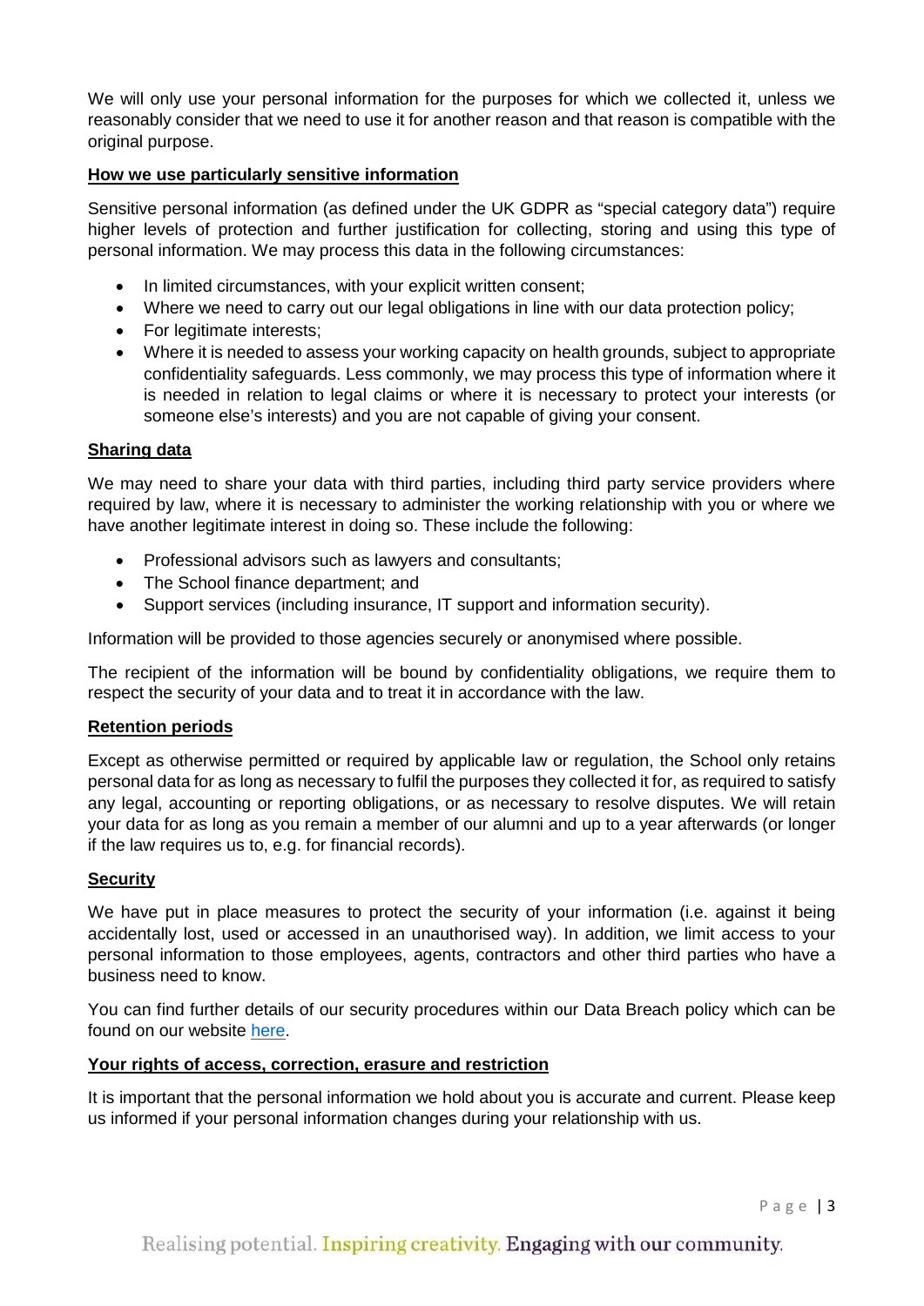We will only use your personal information for the purposes for which we collected it, unless we reasonably consider that we need to use it for another reason and that reason is compatible with the original purpose.

**How we use particularly sensitive information**

Sensitive personal information (as defined under the UK GDPR as "special category data") require higher levels of protection and further justification for collecting, storing and using this type of personal information. We may process this data in the following circumstances:

- In limited circumstances, with your explicit written consent;
- Where we need to carry out our legal obligations in line with our data protection policy;
- For legitimate interests;
- Where it is needed to assess your working capacity on health grounds, subject to appropriate confidentiality safeguards. Less commonly, we may process this type of information where it is needed in relation to legal claims or where it is necessary to protect your interests (or someone else's interests) and you are not capable of giving your consent.

**Sharing data**

We may need to share your data with third parties, including third party service providers where required by law, where it is necessary to administer the working relationship with you or where we have another legitimate interest in doing so. These include the following:

- Professional advisors such as lawyers and consultants;
- The School finance department; and
- Support services (including insurance, IT support and information security).

Information will be provided to those agencies securely or anonymised where possible.

The recipient of the information will be bound by confidentiality obligations, we require them to respect the security of your data and to treat it in accordance with the law.

**Retention periods**

Except as otherwise permitted or required by applicable law or regulation, the School only retains personal data for as long as necessary to fulfil the purposes they collected it for, as required to satisfy any legal, accounting or reporting obligations, or as necessary to resolve disputes. We will retain your data for as long as you remain a member of our alumni and up to a year afterwards (or longer if the law requires us to, e.g. for financial records).

**Security**

We have put in place measures to protect the security of your information (i.e. against it being accidentally lost, used or accessed in an unauthorised way). In addition, we limit access to your personal information to those employees, agents, contractors and other third parties who have a business need to know.

You can find further details of our security procedures within our Data Breach policy which can be found on our website here.

**Your rights of access, correction, erasure and restriction**

It is important that the personal information we hold about you is accurate and current. Please keep us informed if your personal information changes during your relationship with us.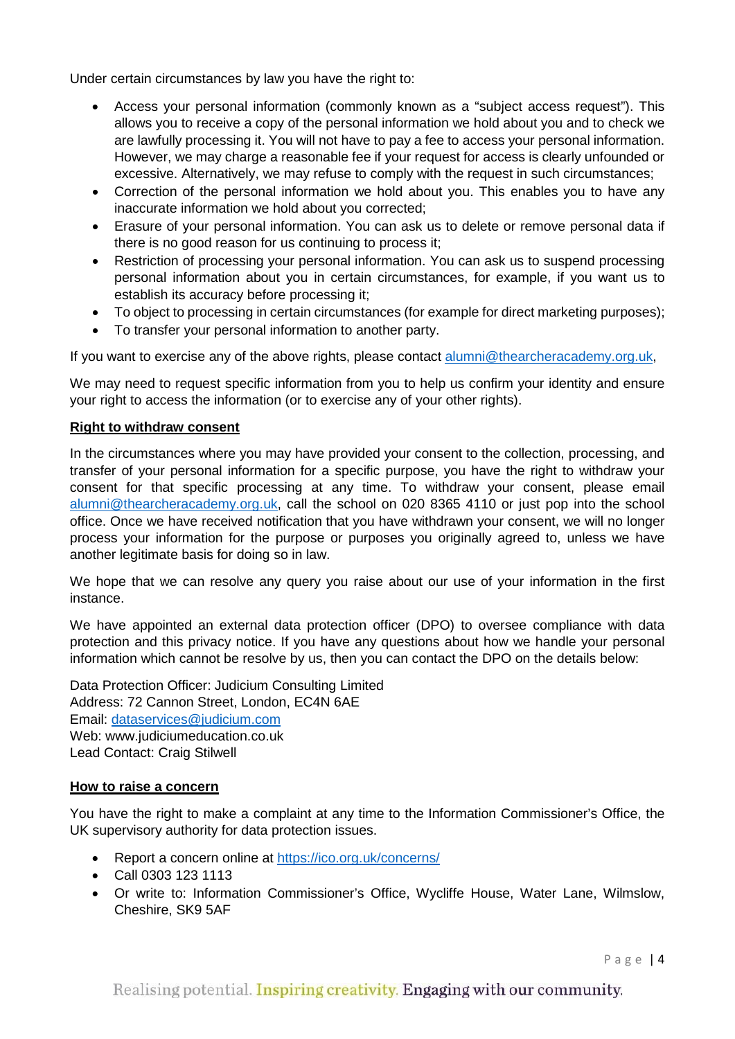Under certain circumstances by law you have the right to:

- Access your personal information (commonly known as a "subject access request"). This allows you to receive a copy of the personal information we hold about you and to check we are lawfully processing it. You will not have to pay a fee to access your personal information. However, we may charge a reasonable fee if your request for access is clearly unfounded or excessive. Alternatively, we may refuse to comply with the request in such circumstances;
- Correction of the personal information we hold about you. This enables you to have any inaccurate information we hold about you corrected;
- Erasure of your personal information. You can ask us to delete or remove personal data if there is no good reason for us continuing to process it;
- Restriction of processing your personal information. You can ask us to suspend processing personal information about you in certain circumstances, for example, if you want us to establish its accuracy before processing it;
- To object to processing in certain circumstances (for example for direct marketing purposes);
- To transfer your personal information to another party.

If you want to exercise any of the above rights, please contact alumni@thearcheracademy.org.uk,

We may need to request specific information from you to help us confirm your identity and ensure your right to access the information (or to exercise any of your other rights).

**Right to withdraw consent**

In the circumstances where you may have provided your consent to the collection, processing, and transfer of your personal information for a specific purpose, you have the right to withdraw your consent for that specific processing at any time. To withdraw your consent, please email alumni@thearcheracademy.org.uk, call the school on 020 8365 4110 or just pop into the school office. Once we have received notification that you have withdrawn your consent, we will no longer process your information for the purpose or purposes you originally agreed to, unless we have another legitimate basis for doing so in law.

We hope that we can resolve any query you raise about our use of your information in the first instance.

We have appointed an external data protection officer (DPO) to oversee compliance with data protection and this privacy notice. If you have any questions about how we handle your personal information which cannot be resolve by us, then you can contact the DPO on the details below:

Data Protection Officer: Judicium Consulting Limited
Address: 72 Cannon Street, London, EC4N 6AE
Email: dataservices@judicium.com
Web: www.judiciumeducation.co.uk
Lead Contact: Craig Stilwell

**How to raise a concern**

You have the right to make a complaint at any time to the Information Commissioner's Office, the UK supervisory authority for data protection issues.

- Report a concern online at https://ico.org.uk/concerns/
- Call 0303 123 1113
- Or write to: Information Commissioner's Office, Wycliffe House, Water Lane, Wilmslow, Cheshire, SK9 5AF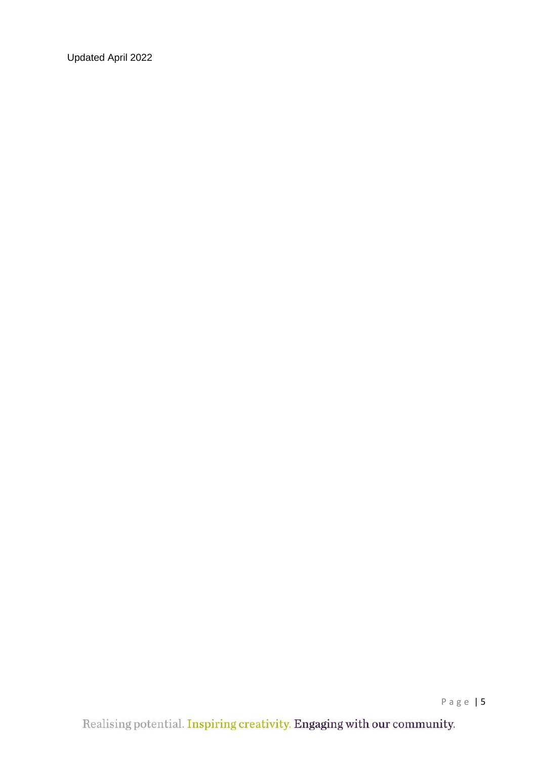Updated April 2022